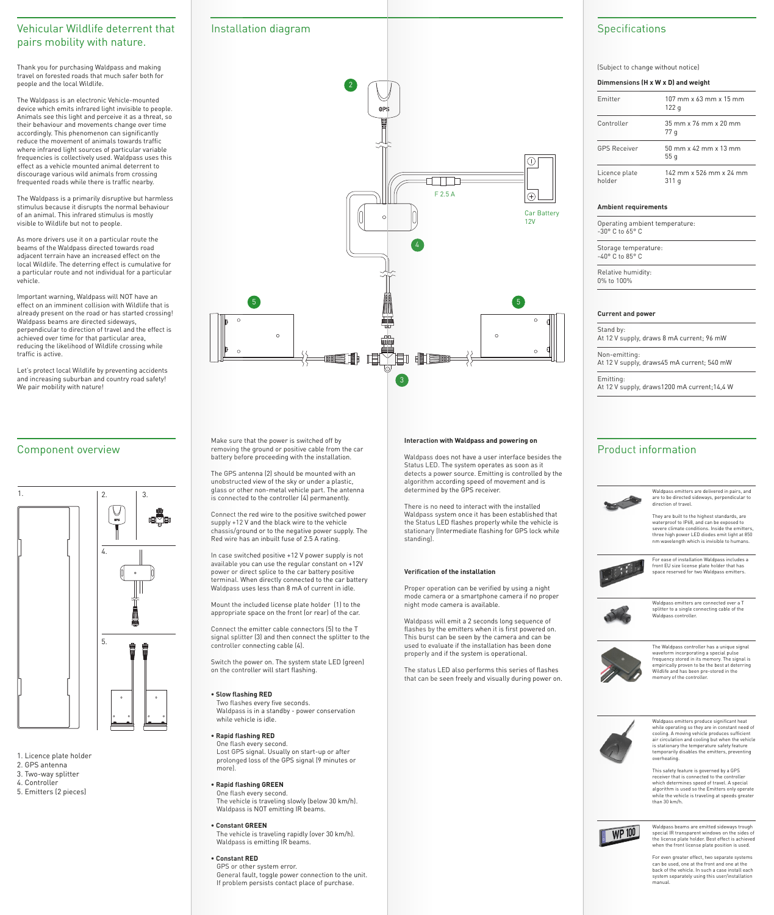## Vehicular Wildlife deterrent that pairs mobility with nature.

Thank you for purchasing Waldpass and making travel on forested roads that much safer both for people and the local Wildlife.

The Waldpass is an electronic Vehicle-mounted device which emits infrared light invisible to people. Animals see this light and perceive it as a threat, so their behaviour and movements change over time accordingly. This phenomenon can significantly reduce the movement of animals towards traffic where infrared light sources of particular variable frequencies is collectively used. Waldpass uses this effect as a vehicle mounted animal deterrent to discourage various wild animals from crossing frequented roads while there is traffic nearby.

The Waldpass is a primarily disruptive but harmless stimulus because it disrupts the normal behaviour of an animal. This infrared stimulus is mostly visible to Wildlife but not to people.

As more drivers use it on a particular route the beams of the Waldpass directed towards road adjacent terrain have an increased effect on the local Wildlife. The deterring effect is cumulative for a particular route and not individual for a particular vehicle.

Important warning, Waldpass will NOT have an effect on an imminent collision with Wildlife that is already present on the road or has started crossing! Waldpass beams are directed sideways, perpendicular to direction of travel and the effect is achieved over time for that particular area, reducing the likelihood of Wildlife crossing while traffic is active.

Let's protect local Wildlife by preventing accidents and increasing suburban and country road safety! We pair mobility with nature!

## Installation diagram

2 GPS

F 2.5 A

Car Battery 12V

4

5 5

3

## Specifications

(Subject to change without notice)

**Dimmensions (H x W x D) and weight**

| | |
|---|---|
| Emitter | 107 mm x 63 mm x 15 mm<br>122 g |
| Controller | 35 mm x 76 mm x 20 mm<br>77 g |
| GPS Receiver | 50 mm x 42 mm x 13 mm<br>55 g |
| Licence plate holder | 142 mm x 526 mm x 24 mm<br>311 g |

**Ambient requirements**

Operating ambient temperature:
-30° C to 65° C

Storage temperature:
-40° C to 85° C

Relative humidity:
0% to 100%

**Current and power**

Stand by:
At 12 V supply, draws 8 mA current; 96 mW

Non-emitting:
At 12 V supply, draws45 mA current; 540 mW

Emitting:
At 12 V supply, draws1200 mA current;14,4 W

## Component overview

1. Licence plate holder
2. GPS antenna
3. Two-way splitter
4. Controller
5. Emitters (2 pieces)

Make sure that the power is switched off by removing the ground or positive cable from the car battery before proceeding with the installation.

The GPS antenna (2) should be mounted with an unobstructed view of the sky or under a plastic, glass or other non-metal vehicle part. The antenna is connected to the controller (4) permanently.

Connect the red wire to the positive switched power supply +12 V and the black wire to the vehicle chassis/ground or to the negative power supply. The Red wire has an inbuilt fuse of 2.5 A rating.

In case switched positive +12 V power supply is not available you can use the regular constant on +12V power or direct splice to the car battery positive terminal. When directly connected to the car battery Waldpass uses less than 8 mA of current in idle.

Mount the included license plate holder (1) to the appropriate space on the front (or rear) of the car.

Connect the emitter cable connectors (5) to the T signal splitter (3) and then connect the splitter to the controller connecting cable (4).

Switch the power on. The system state LED (green) on the controller will start flashing.

- **Slow flashing RED**
  Two flashes every five seconds.
  Waldpass is in a standby - power conservation while vehicle is idle.

- **Rapid flashing RED**
  One flash every second.
  Lost GPS signal. Usually on start-up or after prolonged loss of the GPS signal (9 minutes or more).

- **Rapid flashing GREEN**
  One flash every second.
  The vehicle is traveling slowly (below 30 km/h). Waldpass is NOT emitting IR beams.

- **Constant GREEN**
  The vehicle is traveling rapidly (over 30 km/h). Waldpass is emitting IR beams.

- **Constant RED**
  GPS or other system error.
  General fault, toggle power connection to the unit. If problem persists contact place of purchase.

**Interaction with Waldpass and powering on**

Waldpass does not have a user interface besides the Status LED. The system operates as soon as it detects a power source. Emitting is controlled by the algorithm according speed of movement and is determined by the GPS receiver.

There is no need to interact with the installed Waldpass system once it has been established that the Status LED flashes properly while the vehicle is stationary (Intermediate flashing for GPS lock while standing).

**Verification of the installation**

Proper operation can be verified by using a night mode camera or a smartphone camera if no proper night mode camera is available.

Waldpass will emit a 2 seconds long sequence of flashes by the emitters when it is first powered on. This burst can be seen by the camera and can be used to evaluate if the installation has been done properly and if the system is operational.

The status LED also performs this series of flashes that can be seen freely and visually during power on.

## Product information

Waldpass emitters are delivered in pairs, and are to be directed sideways, perpendicular to direction of travel.

They are built to the highest standards, are waterproof to IP68, and can be exposed to severe climate conditions. Inside the emitters, three high power LED diodes emit light at 850 nm wavelength which is invisible to humans.

For ease of installation Waldpass includes a front EU size license plate holder that has space reserved for two Waldpass emitters.

Waldpass emitters are connected over a T splitter to a single connecting cable of the Waldpass controller.

The Waldpass controller has a unique signal waveform incorporating a special pulse frequency stored in its memory. The signal is empirically proven to be the best at deterring Wildlife and has been pre-stored in the memory of the controller.

Waldpass emitters produce significant heat while operating so they are in constant need of cooling. A moving vehicle produces sufficient air circulation and cooling but when the vehicle is stationary the temperature safety feature temporarily disables the emitters, preventing overheating.

This safety feature is governed by a GPS receiver that is connected to the controller which determines speed of travel. A special algorithm is used so the Emitters only operate while the vehicle is traveling at speeds greater than 30 km/h.

Waldpass beams are emitted sideways trough special IR transparent windows on the sides of the license plate holder. Best effect is achieved when the front license plate position is used.

For even greater effect, two separate systems can be used, one at the front and one at the back of the vehicle. In such a case install each system separately using this user/installation manual.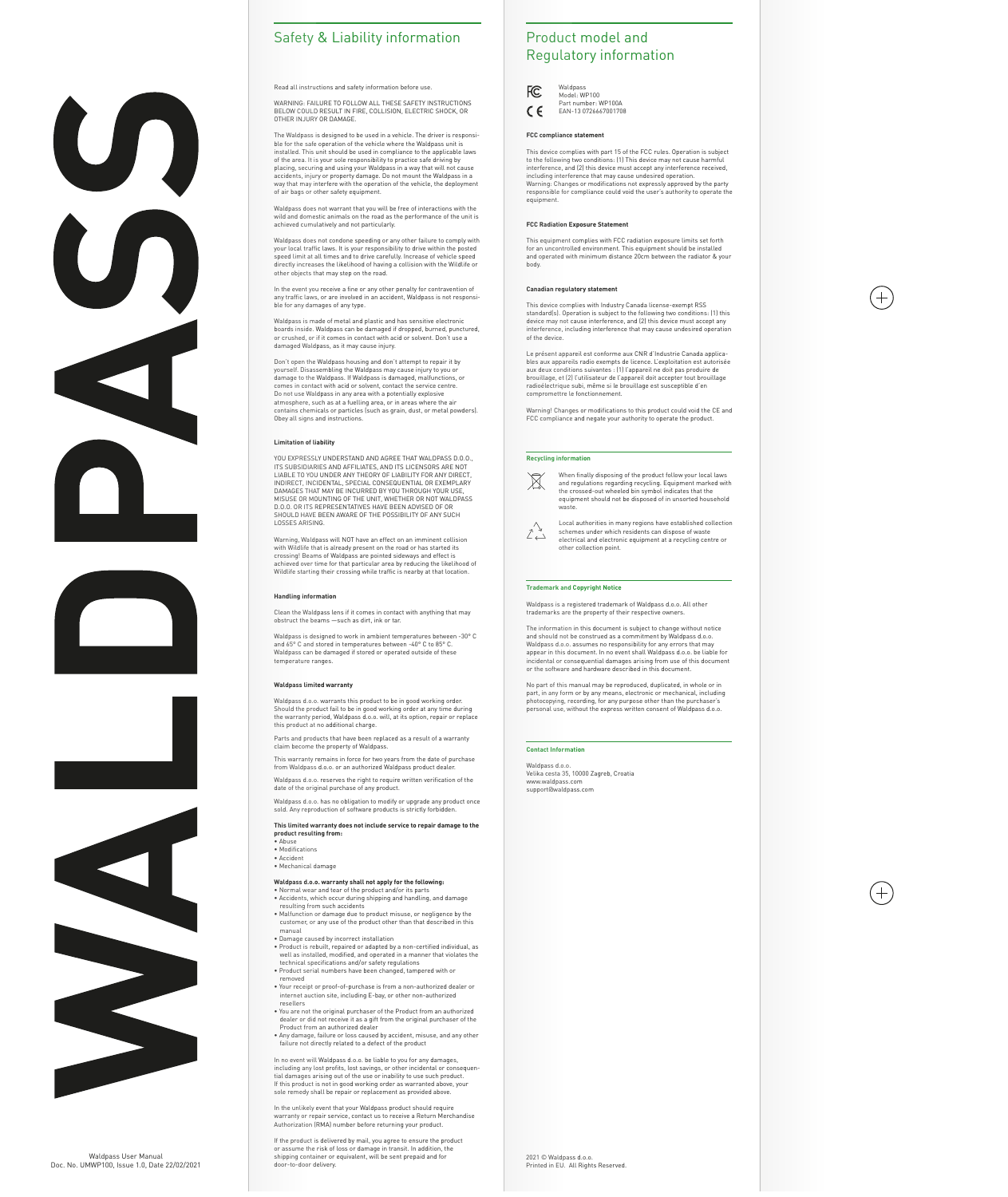# WALDPASS

Waldpass User Manual
Doc. No. UMWP100, Issue 1.0, Date 22/02/2021

## Safety & Liability information

Read all instructions and safety information before use.

WARNING: FAILURE TO FOLLOW ALL THESE SAFETY INSTRUCTIONS BELOW COULD RESULT IN FIRE, COLLISION, ELECTRIC SHOCK, OR OTHER INJURY OR DAMAGE.

The Waldpass is designed to be used in a vehicle. The driver is responsible for the safe operation of the vehicle where the Waldpass unit is installed. This unit should be used in compliance to the applicable laws of the area. It is your sole responsibility to practice safe driving by placing, securing and using your Waldpass in a way that will not cause accidents, injury or property damage. Do not mount the Waldpass in a way that may interfere with the operation of the vehicle, the deployment of air bags or other safety equipment.

Waldpass does not warrant that you will be free of interactions with the wild and domestic animals on the road as the performance of the unit is achieved cumulatively and not particularly.

Waldpass does not condone speeding or any other failure to comply with your local traffic laws. It is your responsibility to drive within the posted speed limit at all times and to drive carefully. Increase of vehicle speed directly increases the likelihood of having a collision with the Wildlife or other objects that may step on the road.

In the event you receive a fine or any other penalty for contravention of any traffic laws, or are involved in an accident, Waldpass is not responsible for any damages of any type.

Waldpass is made of metal and plastic and has sensitive electronic boards inside. Waldpass can be damaged if dropped, burned, punctured, or crushed, or if it comes in contact with acid or solvent. Don't use a damaged Waldpass, as it may cause injury.

Don't open the Waldpass housing and don't attempt to repair it by yourself. Disassembling the Waldpass may cause injury to you or damage to the Waldpass. If Waldpass is damaged, malfunctions, or comes in contact with acid or solvent, contact the service centre. Do not use Waldpass in any area with a potentially explosive atmosphere, such as at a fuelling area, or in areas where the air contains chemicals or particles (such as grain, dust, or metal powders). Obey all signs and instructions.

### Limitation of liability

YOU EXPRESSLY UNDERSTAND AND AGREE THAT WALDPASS D.O.O., ITS SUBSIDIARIES AND AFFILIATES, AND ITS LICENSORS ARE NOT LIABLE TO YOU UNDER ANY THEORY OF LIABILITY FOR ANY DIRECT, INDIRECT, INCIDENTAL, SPECIAL CONSEQUENTIAL OR EXEMPLARY DAMAGES THAT MAY BE INCURRED BY YOU THROUGH YOUR USE, MISUSE OR MOUNTING OF THE UNIT, WHETHER OR NOT WALDPASS D.O.O. OR ITS REPRESENTATIVES HAVE BEEN ADVISED OF OR SHOULD HAVE BEEN AWARE OF THE POSSIBILITY OF ANY SUCH LOSSES ARISING.

Warning, Waldpass will NOT have an effect on an imminent collision with Wildlife that is already present on the road or has started its crossing! Beams of Waldpass are pointed sideways and effect is achieved over time for that particular area by reducing the likelihood of Wildlife starting their crossing while traffic is nearby at that location.

### Handling information

Clean the Waldpass lens if it comes in contact with anything that may obstruct the beams —such as dirt, ink or tar.

Waldpass is designed to work in ambient temperatures between -30° C and 65° C and stored in temperatures between -40° C to 85° C. Waldpass can be damaged if stored or operated outside of these temperature ranges.

### Waldpass limited warranty

Waldpass d.o.o. warrants this product to be in good working order. Should the product fail to be in good working order at any time during the warranty period, Waldpass d.o.o. will, at its option, repair or replace this product at no additional charge.

Parts and products that have been replaced as a result of a warranty claim become the property of Waldpass.

This warranty remains in force for two years from the date of purchase from Waldpass d.o.o. or an authorized Waldpass product dealer.

Waldpass d.o.o. reserves the right to require written verification of the date of the original purchase of any product.

Waldpass d.o.o. has no obligation to modify or upgrade any product once sold. Any reproduction of software products is strictly forbidden.

**This limited warranty does not include service to repair damage to the product resulting from:**

- Abuse
- Modifications
- Accident
- Mechanical damage

**Waldpass d.o.o. warranty shall not apply for the following:**

- Normal wear and tear of the product and/or its parts
- Accidents, which occur during shipping and handling, and damage resulting from such accidents
- Malfunction or damage due to product misuse, or negligence by the customer, or any use of the product other than that described in this manual
- Damage caused by incorrect installation
- Product is rebuilt, repaired or adapted by a non-certified individual, as well as installed, modified, and operated in a manner that violates the technical specifications and/or safety regulations
- Product serial numbers have been changed, tampered with or removed
- Your receipt or proof-of-purchase is from a non-authorized dealer or internet auction site, including E-bay, or other non-authorized resellers
- You are not the original purchaser of the Product from an authorized dealer or did not receive it as a gift from the original purchaser of the Product from an authorized dealer
- Any damage, failure or loss caused by accident, misuse, and any other failure not directly related to a defect of the product

In no event will Waldpass d.o.o. be liable to you for any damages, including any lost profits, lost savings, or other incidental or consequential damages arising out of the use or inability to use such product. If this product is not in good working order as warranted above, your sole remedy shall be repair or replacement as provided above.

In the unlikely event that your Waldpass product should require warranty or repair service, contact us to receive a Return Merchandise Authorization (RMA) number before returning your product.

If the product is delivered by mail, you agree to ensure the product or assume the risk of loss or damage in transit. In addition, the shipping container or equivalent, will be sent prepaid and for door-to-door delivery.

## Product model and Regulatory information

Waldpass
Model: WP100
Part number: WP100A
EAN-13 0726667001708

### FCC compliance statement

This device complies with part 15 of the FCC rules. Operation is subject to the following two conditions: (1) This device may not cause harmful interference, and (2) this device must accept any interference received, including interference that may cause undesired operation.
Warning: Changes or modifications not expressly approved by the party responsible for compliance could void the user's authority to operate the equipment.

### FCC Radiation Exposure Statement

This equipment complies with FCC radiation exposure limits set forth for an uncontrolled environment. This equipment should be installed and operated with minimum distance 20cm between the radiator & your body.

### Canadian regulatory statement

This device complies with Industry Canada license-exempt RSS standard(s). Operation is subject to the following two conditions: (1) this device may not cause interference, and (2) this device must accept any interference, including interference that may cause undesired operation of the device.

Le présent appareil est conforme aux CNR d'Industrie Canada applicables aux appareils radio exempts de licence. L'exploitation est autorisée aux deux conditions suivantes : (1) l'appareil ne doit pas produire de brouillage, et (2) l'utilisateur de l'appareil doit accepter tout brouillage radioélectrique subi, même si le brouillage est susceptible d'en compromettre le fonctionnement.

Warning! Changes or modifications to this product could void the CE and FCC compliance and negate your authority to operate the product.

### Recycling information

When finally disposing of the product follow your local laws and regulations regarding recycling. Equipment marked with the crossed-out wheeled bin symbol indicates that the equipment should not be disposed of in unsorted household waste.

Local authorities in many regions have established collection schemes under which residents can dispose of waste electrical and electronic equipment at a recycling centre or other collection point.

### Trademark and Copyright Notice

Waldpass is a registered trademark of Waldpass d.o.o. All other trademarks are the property of their respective owners.

The information in this document is subject to change without notice and should not be construed as a commitment by Waldpass d.o.o. Waldpass d.o.o. assumes no responsibility for any errors that may appear in this document. In no event shall Waldpass d.o.o. be liable for incidental or consequential damages arising from use of this document or the software and hardware described in this document.

No part of this manual may be reproduced, duplicated, in whole or in part, in any form or by any means, electronic or mechanical, including photocopying, recording, for any purpose other than the purchaser's personal use, without the express written consent of Waldpass d.o.o.

### Contact Information

Waldpass d.o.o.
Velika cesta 35, 10000 Zagreb, Croatia
www.waldpass.com
support@waldpass.com

2021 © Waldpass d.o.o.
Printed in EU. All Rights Reserved.